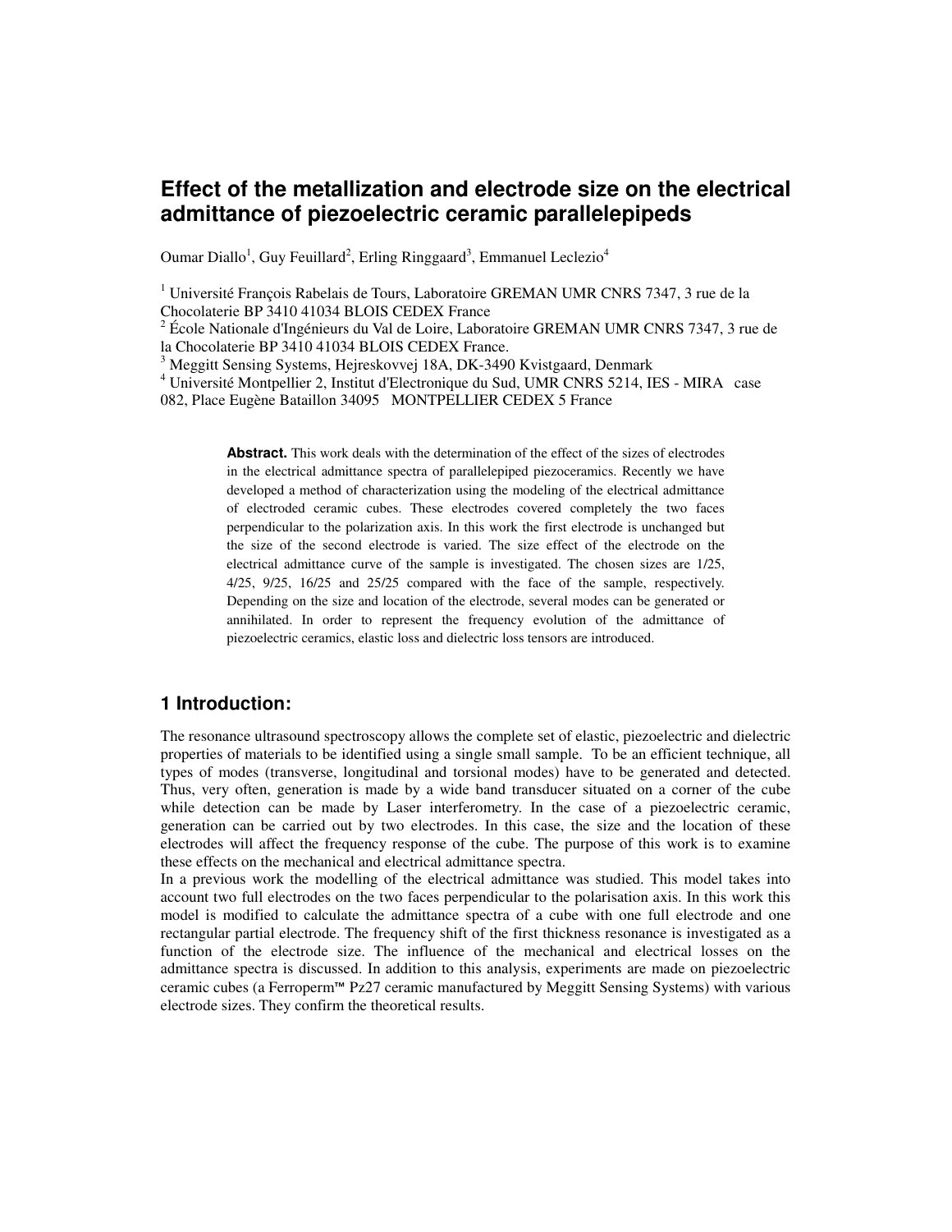# Effect of the metallization and electrode size on the electrical admittance of piezoelectric ceramic parallelepipeds

Oumar Diallo[1], Guy Feuillard[2], Erling Ringgaard[3], Emmanuel Leclezio[4]

[1] Université François Rabelais de Tours, Laboratoire GREMAN UMR CNRS 7347, 3 rue de la Chocolaterie BP 3410 41034 BLOIS CEDEX France
[2] École Nationale d'Ingénieurs du Val de Loire, Laboratoire GREMAN UMR CNRS 7347, 3 rue de la Chocolaterie BP 3410 41034 BLOIS CEDEX France.
[3] Meggitt Sensing Systems, Hejreskovvej 18A, DK-3490 Kvistgaard, Denmark
[4] Université Montpellier 2, Institut d'Electronique du Sud, UMR CNRS 5214, IES - MIRA case 082, Place Eugène Bataillon 34095 MONTPELLIER CEDEX 5 France

**Abstract.** This work deals with the determination of the effect of the sizes of electrodes in the electrical admittance spectra of parallelepiped piezoceramics. Recently we have developed a method of characterization using the modeling of the electrical admittance of electroded ceramic cubes. These electrodes covered completely the two faces perpendicular to the polarization axis. In this work the first electrode is unchanged but the size of the second electrode is varied. The size effect of the electrode on the electrical admittance curve of the sample is investigated. The chosen sizes are 1/25, 4/25, 9/25, 16/25 and 25/25 compared with the face of the sample, respectively. Depending on the size and location of the electrode, several modes can be generated or annihilated. In order to represent the frequency evolution of the admittance of piezoelectric ceramics, elastic loss and dielectric loss tensors are introduced.

## 1 Introduction:

The resonance ultrasound spectroscopy allows the complete set of elastic, piezoelectric and dielectric properties of materials to be identified using a single small sample. To be an efficient technique, all types of modes (transverse, longitudinal and torsional modes) have to be generated and detected. Thus, very often, generation is made by a wide band transducer situated on a corner of the cube while detection can be made by Laser interferometry. In the case of a piezoelectric ceramic, generation can be carried out by two electrodes. In this case, the size and the location of these electrodes will affect the frequency response of the cube. The purpose of this work is to examine these effects on the mechanical and electrical admittance spectra.

In a previous work the modelling of the electrical admittance was studied. This model takes into account two full electrodes on the two faces perpendicular to the polarisation axis. In this work this model is modified to calculate the admittance spectra of a cube with one full electrode and one rectangular partial electrode. The frequency shift of the first thickness resonance is investigated as a function of the electrode size. The influence of the mechanical and electrical losses on the admittance spectra is discussed. In addition to this analysis, experiments are made on piezoelectric ceramic cubes (a Ferroperm™ Pz27 ceramic manufactured by Meggitt Sensing Systems) with various electrode sizes. They confirm the theoretical results.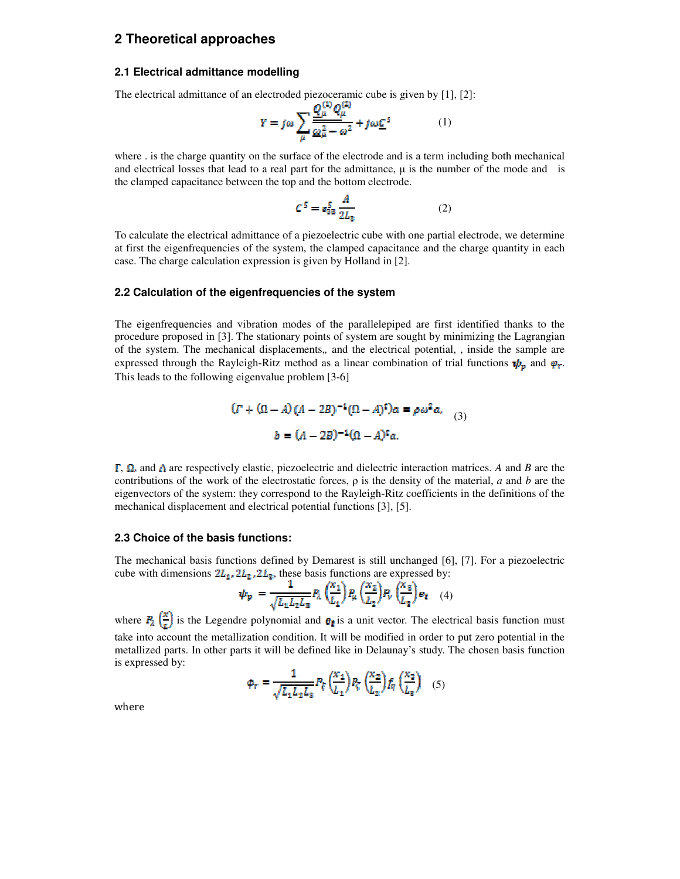## 2 Theoretical approaches

### 2.1 Electrical admittance modelling

The electrical admittance of an electroded piezoceramic cube is given by [1], [2]:

$$Y = j\omega \sum_{\mu} \frac{\underline{Q}_{\mu}^{(1)} \underline{Q}_{\mu}^{(2)}}{\underline{\omega}_{\mu}^{2} - \omega^{2}} + j\omega \underline{C}^{S} \qquad (1)$$

where . is the charge quantity on the surface of the electrode and is a term including both mechanical and electrical losses that lead to a real part for the admittance, μ is the number of the mode and is the clamped capacitance between the top and the bottom electrode.

$$C^{S} = \varepsilon_{33}^{S} \frac{A}{2L_{3}} \qquad (2)$$

To calculate the electrical admittance of a piezoelectric cube with one partial electrode, we determine at first the eigenfrequencies of the system, the clamped capacitance and the charge quantity in each case. The charge calculation expression is given by Holland in [2].

### 2.2 Calculation of the eigenfrequencies of the system

The eigenfrequencies and vibration modes of the parallelepiped are first identified thanks to the procedure proposed in [3]. The stationary points of system are sought by minimizing the Lagrangian of the system. The mechanical displacements,, and the electrical potential, , inside the sample are expressed through the Rayleigh-Ritz method as a linear combination of trial functions $\psi_p$ and $\varphi_r$. This leads to the following eigenvalue problem [3-6]

$$(\Gamma + (\Omega - A)(\Lambda - 2B)^{-1}(\Omega - A)^{t})a = \rho\omega^{2}a,$$
$$b = (\Lambda - 2B)^{-1}(\Omega - A)^{t}a. \qquad (3)$$

$\Gamma$, $\Omega$, and $\Lambda$ are respectively elastic, piezoelectric and dielectric interaction matrices. *A* and *B* are the contributions of the work of the electrostatic forces, ρ is the density of the material, *a* and *b* are the eigenvectors of the system: they correspond to the Rayleigh-Ritz coefficients in the definitions of the mechanical displacement and electrical potential functions [3], [5].

### 2.3 Choice of the basis functions:

The mechanical basis functions defined by Demarest is still unchanged [6], [7]. For a piezoelectric cube with dimensions $2L_1, 2L_2, 2L_3$, these basis functions are expressed by:

$$\psi_p = \frac{1}{\sqrt{L_1 L_2 L_3}} P_{\lambda}\left(\frac{x_1}{L_1}\right) P_{\mu}\left(\frac{x_2}{L_2}\right) P_{\nu}\left(\frac{x_3}{L_3}\right) e_i \qquad (4)$$

where $P_{\lambda}\left(\frac{x}{L}\right)$ is the Legendre polynomial and $e_i$ is a unit vector. The electrical basis function must take into account the metallization condition. It will be modified in order to put zero potential in the metallized parts. In other parts it will be defined like in Delaunay's study. The chosen basis function is expressed by:

$$\varphi_r = \frac{1}{\sqrt{L_1 L_2 L_3}} P_{\xi}\left(\frac{x_1}{L_1}\right) P_{\zeta}\left(\frac{x_2}{L_2}\right) f_{\eta}\left(\frac{x_3}{L_3}\right) \qquad (5)$$

where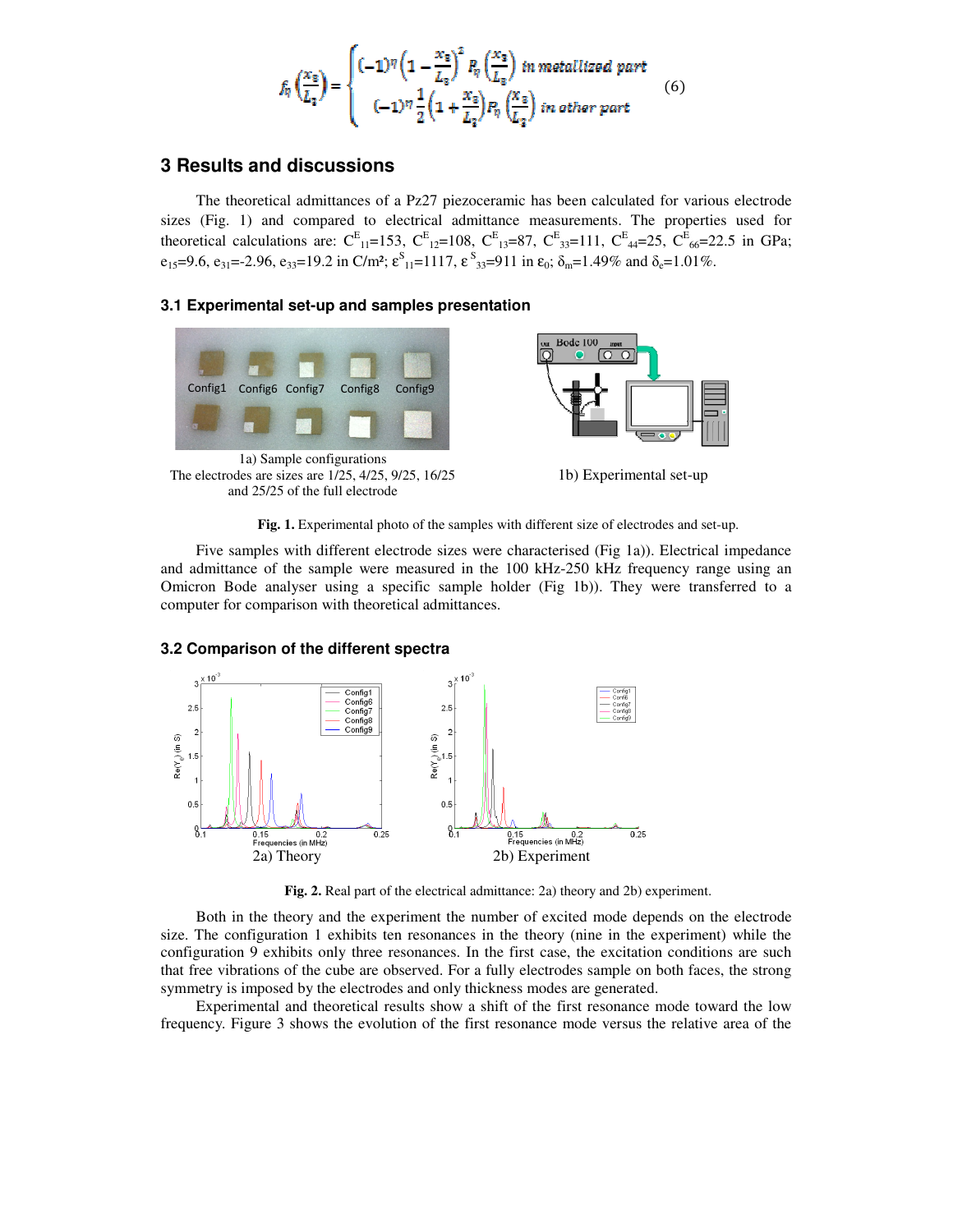$$f_\eta\left(\frac{x_3}{L_3}\right) = \begin{cases} (-1)^\eta \left(1 - \frac{x_3}{L_3}\right)^2 P_\eta\left(\frac{x_3}{L_3}\right) & \text{in metallized part} \\ (-1)^\eta \frac{1}{2}\left(1 + \frac{x_3}{L_3}\right) P_\eta\left(\frac{x_3}{L_3}\right) & \text{in other part} \end{cases} \qquad (6)$$

## 3 Results and discussions

The theoretical admittances of a Pz27 piezoceramic has been calculated for various electrode sizes (Fig. 1) and compared to electrical admittance measurements. The properties used for theoretical calculations are: $C^E_{11}$=153, $C^E_{12}$=108, $C^E_{13}$=87, $C^E_{33}$=111, $C^E_{44}$=25, $C^E_{66}$=22.5 in GPa; $e_{15}$=9.6, $e_{31}$=-2.96, $e_{33}$=19.2 in C/m²; $\varepsilon^S_{11}$=1117, $\varepsilon^S_{33}$=911 in $\varepsilon_0$; $\delta_m$=1.49% and $\delta_e$=1.01%.

### 3.1 Experimental set-up and samples presentation

1a) Sample configurations
The electrodes are sizes are 1/25, 4/25, 9/25, 16/25 and 25/25 of the full electrode

1b) Experimental set-up

**Fig. 1.** Experimental photo of the samples with different size of electrodes and set-up.

Five samples with different electrode sizes were characterised (Fig 1a)). Electrical impedance and admittance of the sample were measured in the 100 kHz-250 kHz frequency range using an Omicron Bode analyser using a specific sample holder (Fig 1b)). They were transferred to a computer for comparison with theoretical admittances.

### 3.2 Comparison of the different spectra

2a) Theory

2b) Experiment

**Fig. 2.** Real part of the electrical admittance: 2a) theory and 2b) experiment.

Both in the theory and the experiment the number of excited mode depends on the electrode size. The configuration 1 exhibits ten resonances in the theory (nine in the experiment) while the configuration 9 exhibits only three resonances. In the first case, the excitation conditions are such that free vibrations of the cube are observed. For a fully electrodes sample on both faces, the strong symmetry is imposed by the electrodes and only thickness modes are generated.

Experimental and theoretical results show a shift of the first resonance mode toward the low frequency. Figure 3 shows the evolution of the first resonance mode versus the relative area of the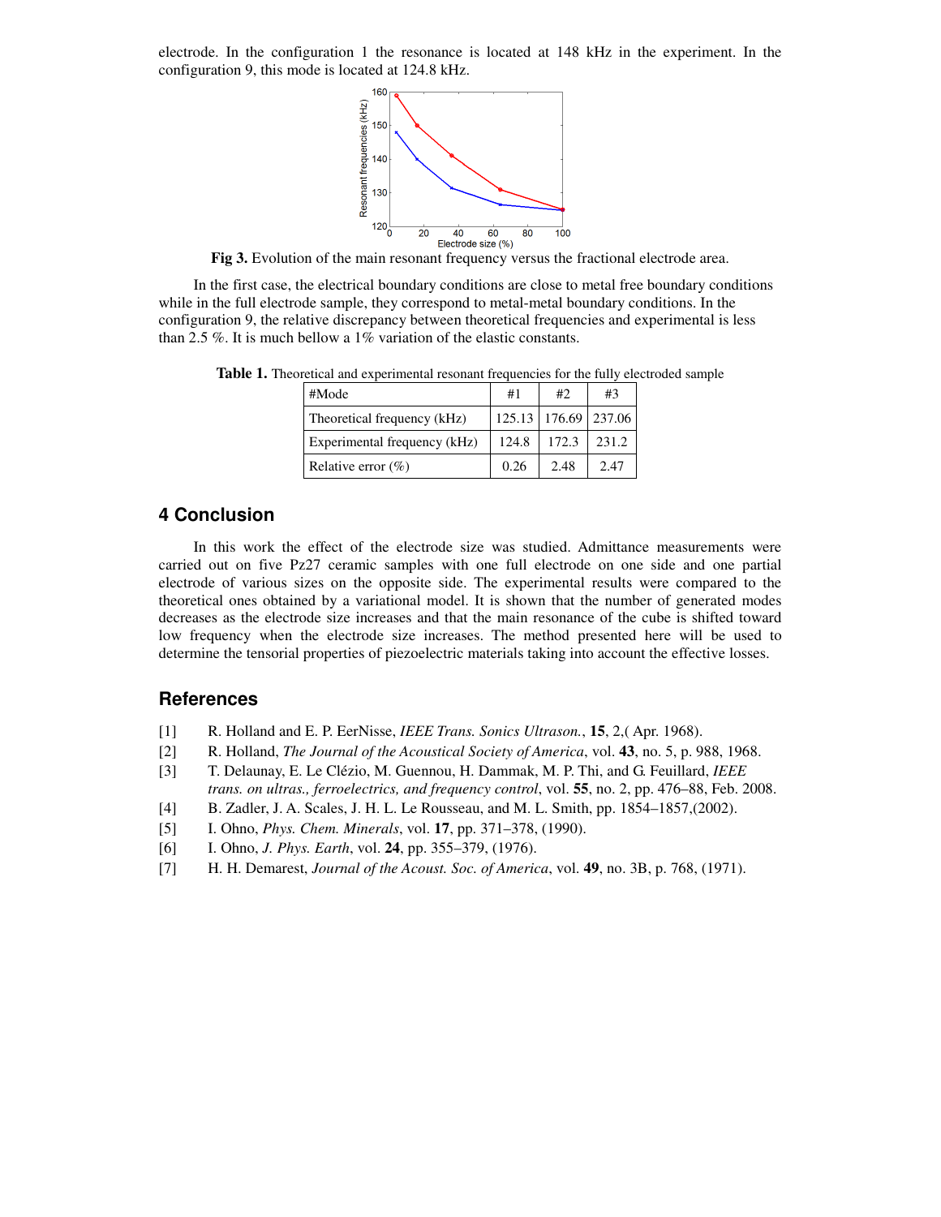electrode. In the configuration 1 the resonance is located at 148 kHz in the experiment. In the configuration 9, this mode is located at 124.8 kHz.

Resonant frequencies (kHz)
160
150
140
130
120
0 20 40 60 80 100
Electrode size (%)

**Fig 3.** Evolution of the main resonant frequency versus the fractional electrode area.

In the first case, the electrical boundary conditions are close to metal free boundary conditions while in the full electrode sample, they correspond to metal-metal boundary conditions. In the configuration 9, the relative discrepancy between theoretical frequencies and experimental is less than 2.5 %. It is much bellow a 1% variation of the elastic constants.

**Table 1.** Theoretical and experimental resonant frequencies for the fully electroded sample

| #Mode | #1 | #2 | #3 |
|---|---|---|---|
| Theoretical frequency (kHz) | 125.13 | 176.69 | 237.06 |
| Experimental frequency (kHz) | 124.8 | 172.3 | 231.2 |
| Relative error (%) | 0.26 | 2.48 | 2.47 |

## 4 Conclusion

In this work the effect of the electrode size was studied. Admittance measurements were carried out on five Pz27 ceramic samples with one full electrode on one side and one partial electrode of various sizes on the opposite side. The experimental results were compared to the theoretical ones obtained by a variational model. It is shown that the number of generated modes decreases as the electrode size increases and that the main resonance of the cube is shifted toward low frequency when the electrode size increases. The method presented here will be used to determine the tensorial properties of piezoelectric materials taking into account the effective losses.

## References

[1] R. Holland and E. P. EerNisse, *IEEE Trans. Sonics Ultrason.*, **15**, 2,( Apr. 1968).

[2] R. Holland, *The Journal of the Acoustical Society of America*, vol. **43**, no. 5, p. 988, 1968.

[3] T. Delaunay, E. Le Clézio, M. Guennou, H. Dammak, M. P. Thi, and G. Feuillard, *IEEE trans. on ultras., ferroelectrics, and frequency control*, vol. **55**, no. 2, pp. 476–88, Feb. 2008.

[4] B. Zadler, J. A. Scales, J. H. L. Le Rousseau, and M. L. Smith, pp. 1854–1857,(2002).

[5] I. Ohno, *Phys. Chem. Minerals*, vol. **17**, pp. 371–378, (1990).

[6] I. Ohno, *J. Phys. Earth*, vol. **24**, pp. 355–379, (1976).

[7] H. H. Demarest, *Journal of the Acoust. Soc. of America*, vol. **49**, no. 3B, p. 768, (1971).